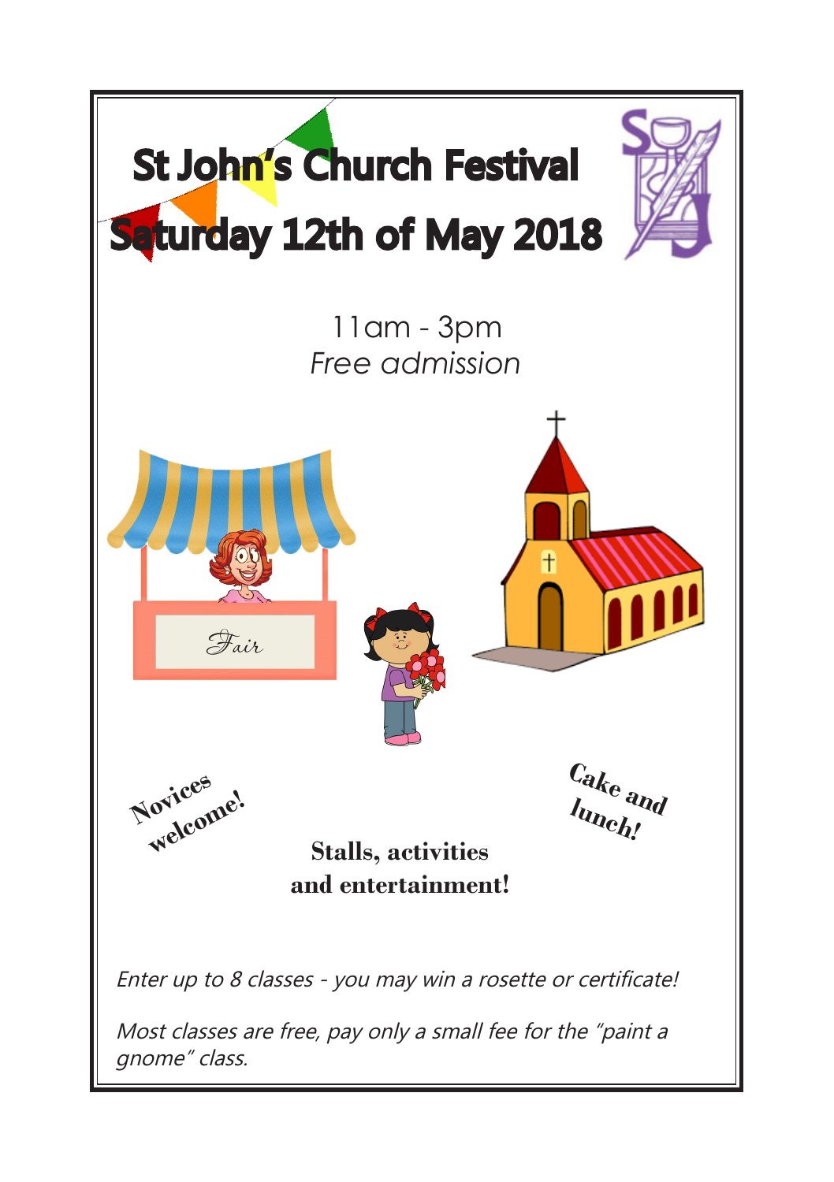# St John's Church Festival
# Saturday 12th of May 2018

11am - 3pm

*Free admission*

Fair

**Novices welcome!**

**Cake and lunch!**

**Stalls, activities and entertainment!**

*Enter up to 8 classes - you may win a rosette or certificate!*

*Most classes are free, pay only a small fee for the "paint a gnome" class.*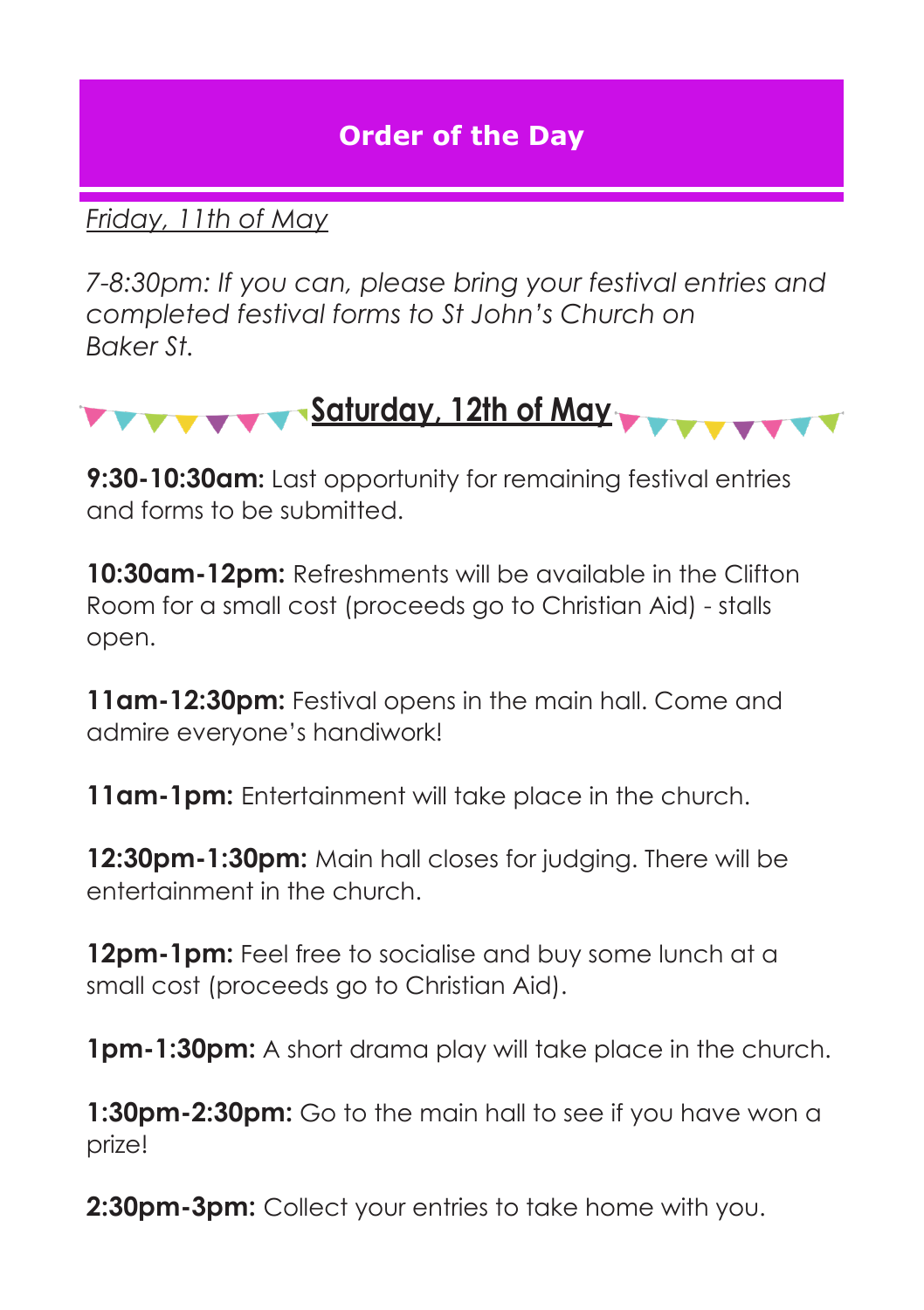## Order of the Day

*Friday, 11th of May*

*7-8:30pm: If you can, please bring your festival entries and completed festival forms to St John's Church on Baker St.*

### Saturday, 12th of May

**9:30-10:30am:** Last opportunity for remaining festival entries and forms to be submitted.

**10:30am-12pm:** Refreshments will be available in the Clifton Room for a small cost (proceeds go to Christian Aid) - stalls open.

**11am-12:30pm:** Festival opens in the main hall. Come and admire everyone's handiwork!

**11am-1pm:** Entertainment will take place in the church.

**12:30pm-1:30pm:** Main hall closes for judging. There will be entertainment in the church.

**12pm-1pm:** Feel free to socialise and buy some lunch at a small cost (proceeds go to Christian Aid).

**1pm-1:30pm:** A short drama play will take place in the church.

**1:30pm-2:30pm:** Go to the main hall to see if you have won a prize!

**2:30pm-3pm:** Collect your entries to take home with you.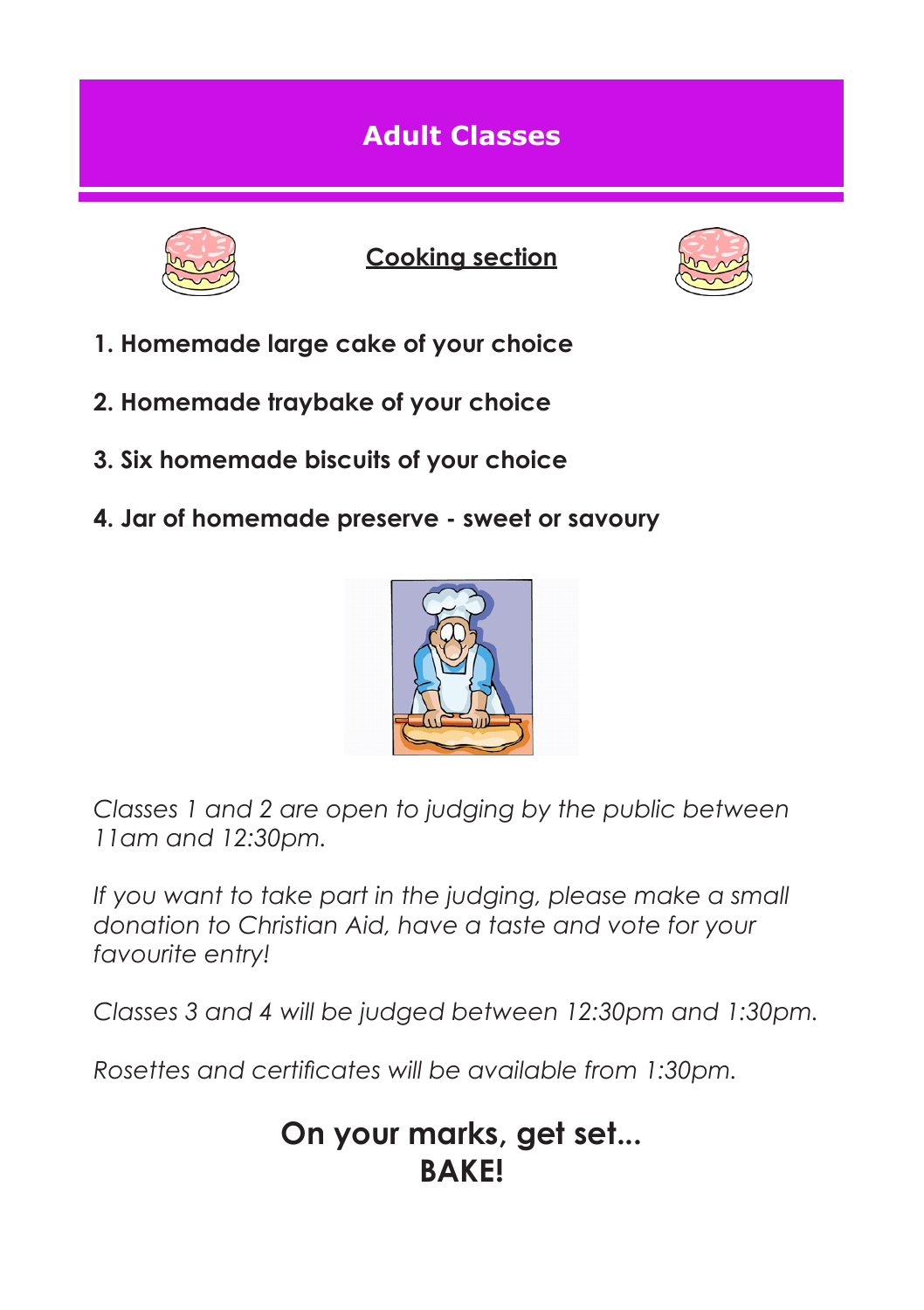# Adult Classes

## Cooking section

1. **Homemade large cake of your choice**
2. **Homemade traybake of your choice**
3. **Six homemade biscuits of your choice**
4. **Jar of homemade preserve - sweet or savoury**

*Classes 1 and 2 are open to judging by the public between 11am and 12:30pm.*

*If you want to take part in the judging, please make a small donation to Christian Aid, have a taste and vote for your favourite entry!*

*Classes 3 and 4 will be judged between 12:30pm and 1:30pm.*

*Rosettes and certificates will be available from 1:30pm.*

**On your marks, get set...**
**BAKE!**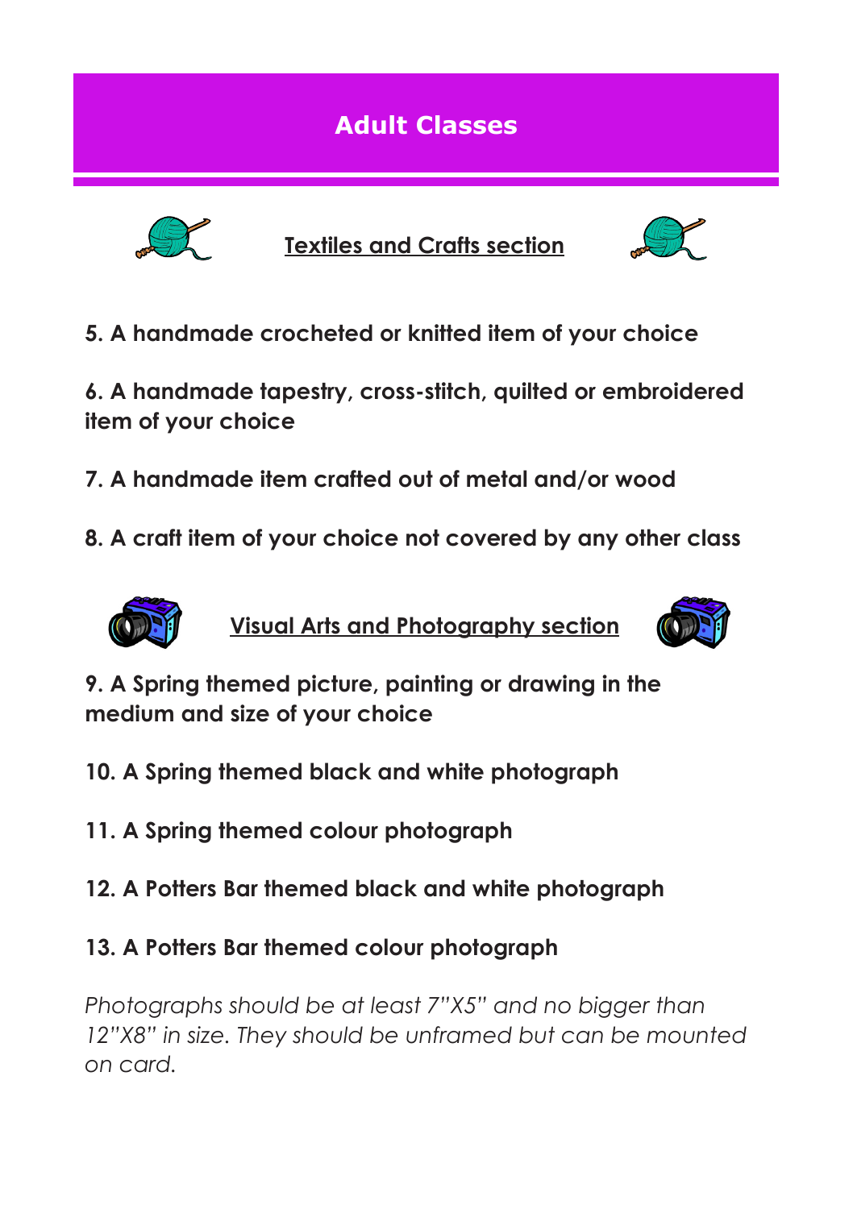# Adult Classes

## Textiles and Crafts section

**5. A handmade crocheted or knitted item of your choice**

**6. A handmade tapestry, cross-stitch, quilted or embroidered item of your choice**

**7. A handmade item crafted out of metal and/or wood**

**8. A craft item of your choice not covered by any other class**

## Visual Arts and Photography section

**9. A Spring themed picture, painting or drawing in the medium and size of your choice**

**10. A Spring themed black and white photograph**

**11. A Spring themed colour photograph**

**12. A Potters Bar themed black and white photograph**

**13. A Potters Bar themed colour photograph**

*Photographs should be at least 7"X5" and no bigger than 12"X8" in size. They should be unframed but can be mounted on card.*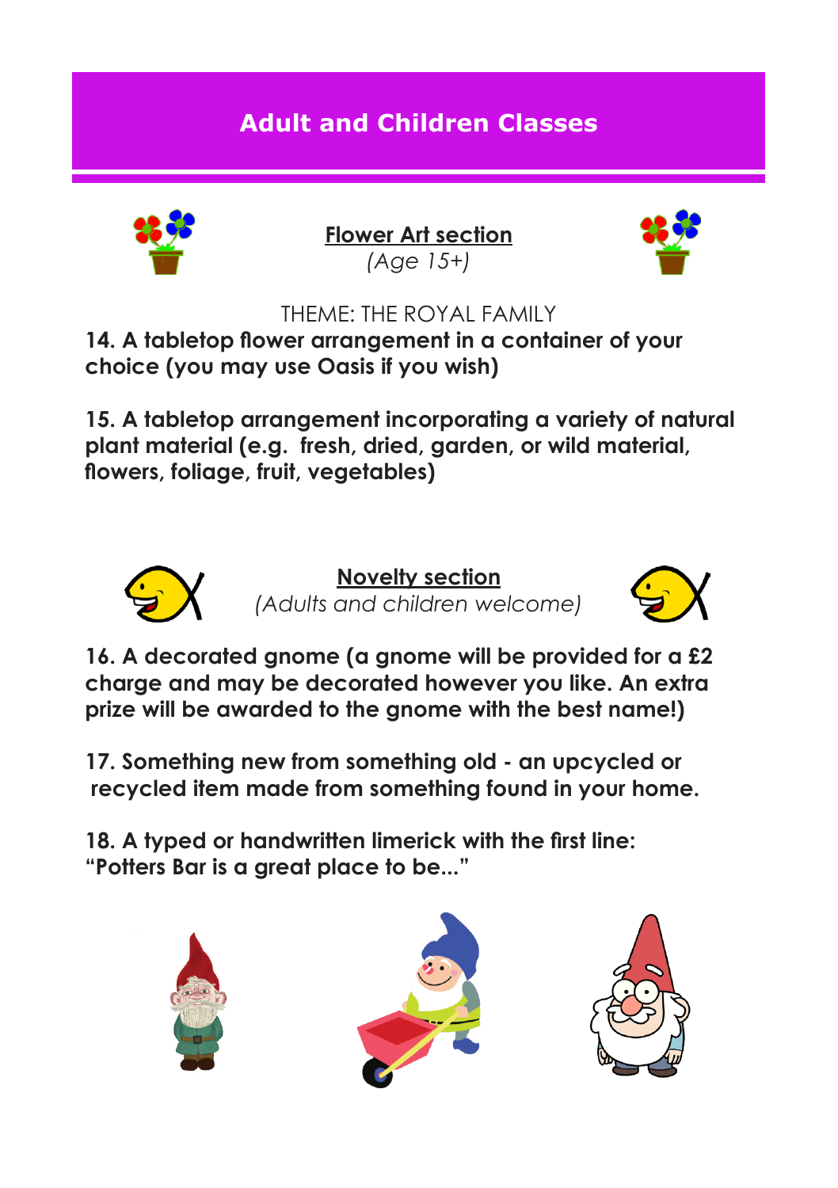# Adult and Children Classes

## Flower Art section

*(Age 15+)*

THEME: THE ROYAL FAMILY

**14. A tabletop flower arrangement in a container of your choice (you may use Oasis if you wish)**

**15. A tabletop arrangement incorporating a variety of natural plant material (e.g. fresh, dried, garden, or wild material, flowers, foliage, fruit, vegetables)**

## Novelty section

*(Adults and children welcome)*

**16. A decorated gnome (a gnome will be provided for a £2 charge and may be decorated however you like. An extra prize will be awarded to the gnome with the best name!)**

**17. Something new from something old - an upcycled or recycled item made from something found in your home.**

**18. A typed or handwritten limerick with the first line: "Potters Bar is a great place to be..."**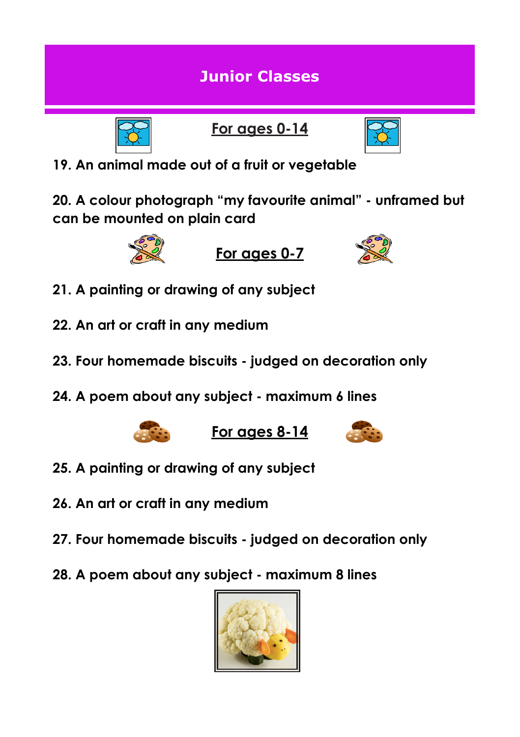# Junior Classes

## For ages 0-14

19. An animal made out of a fruit or vegetable

20. A colour photograph "my favourite animal" - unframed but can be mounted on plain card

## For ages 0-7

21. A painting or drawing of any subject

22. An art or craft in any medium

23. Four homemade biscuits - judged on decoration only

24. A poem about any subject - maximum 6 lines

## For ages 8-14

25. A painting or drawing of any subject

26. An art or craft in any medium

27. Four homemade biscuits - judged on decoration only

28. A poem about any subject - maximum 8 lines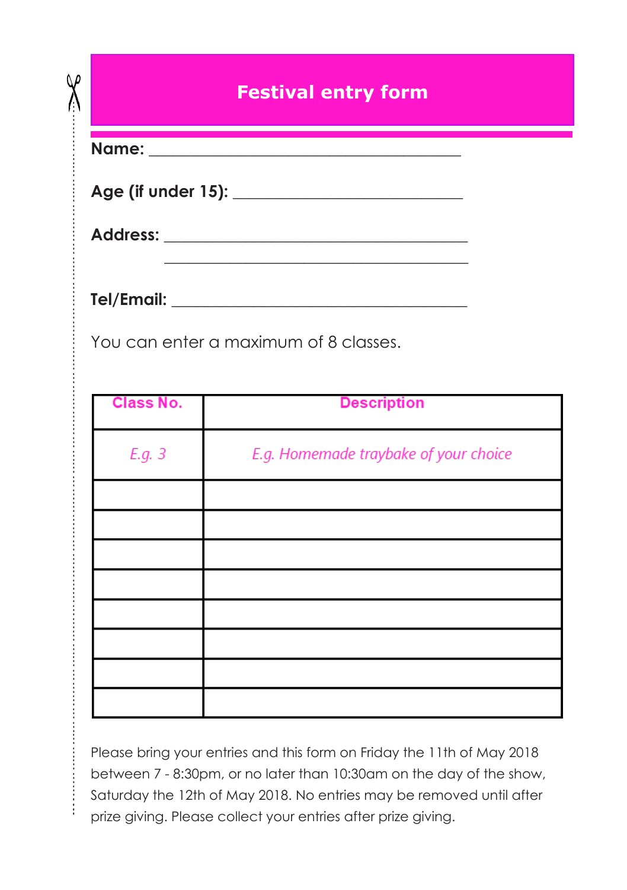# Festival entry form

**Name:** ________________________________________

**Age (if under 15):** ______________________________

**Address:** ________________________________________

________________________________________

**Tel/Email:** ________________________________________

You can enter a maximum of 8 classes.

| Class No. | Description |
|---|---|
| *E.g. 3* | *E.g. Homemade traybake of your choice* |
| | |
| | |
| | |
| | |
| | |
| | |
| | |
| | |

Please bring your entries and this form on Friday the 11th of May 2018 between 7 - 8:30pm, or no later than 10:30am on the day of the show, Saturday the 12th of May 2018. No entries may be removed until after prize giving. Please collect your entries after prize giving.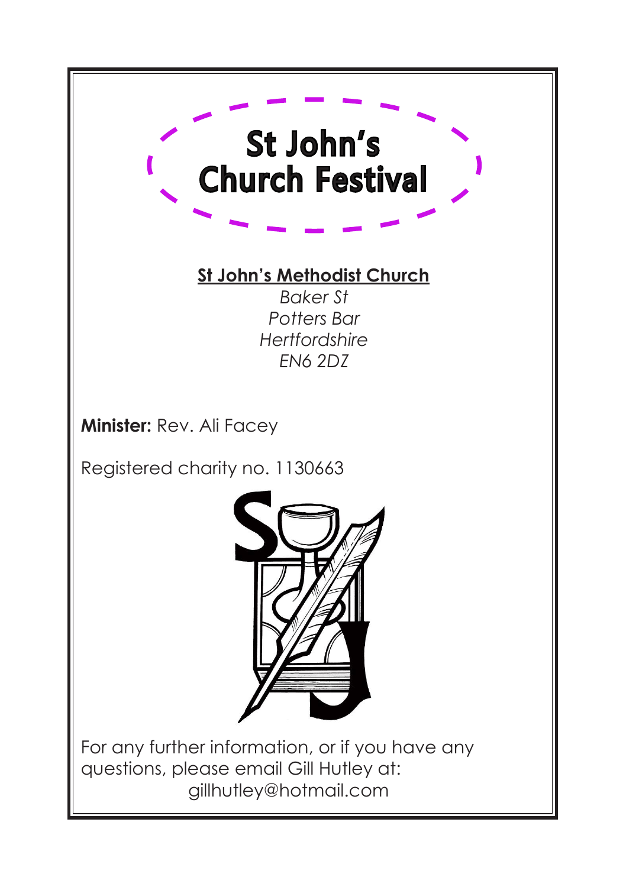# St John's Church Festival

**St John's Methodist Church**

*Baker St*
*Potters Bar*
*Hertfordshire*
*EN6 2DZ*

**Minister:** Rev. Ali Facey

Registered charity no. 1130663

For any further information, or if you have any questions, please email Gill Hutley at:
gillhutley@hotmail.com